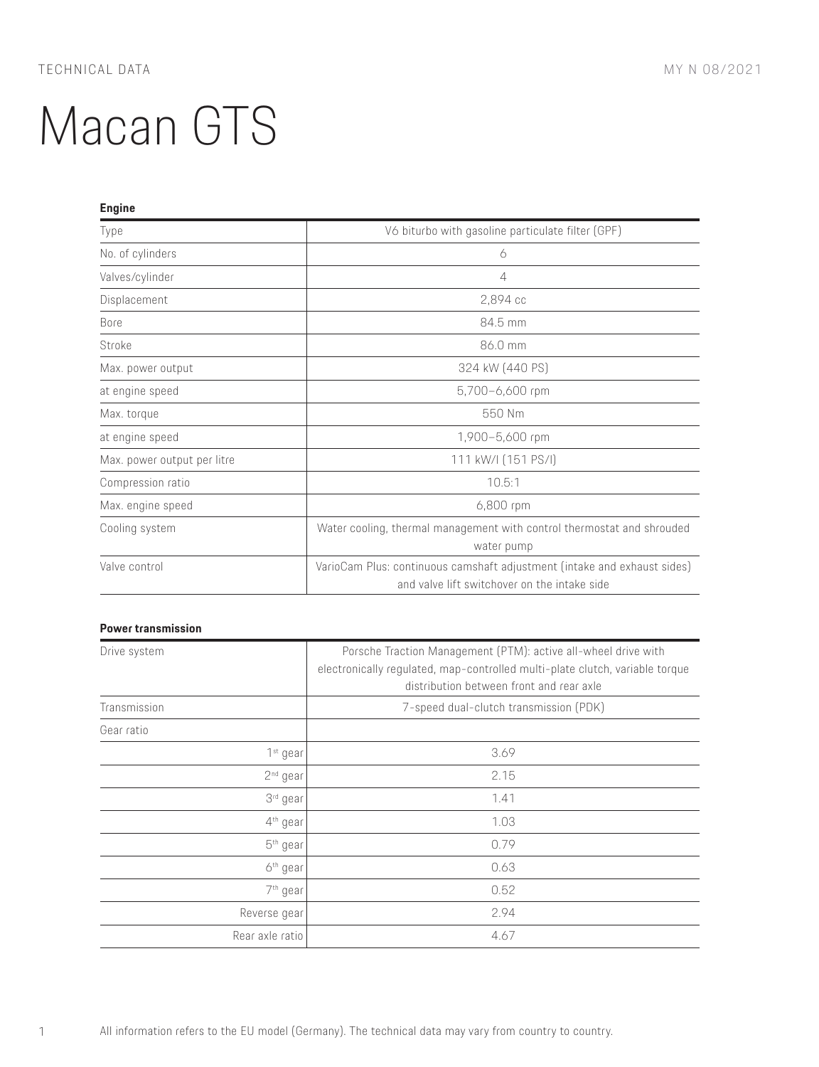TECHNICAL DATA

MY N 08/2021

# Macan GTS

### Engine

| | |
|---|---|
| Type | V6 biturbo with gasoline particulate filter (GPF) |
| No. of cylinders | 6 |
| Valves/cylinder | 4 |
| Displacement | 2,894 cc |
| Bore | 84.5 mm |
| Stroke | 86.0 mm |
| Max. power output | 324 kW (440 PS) |
| at engine speed | 5,700–6,600 rpm |
| Max. torque | 550 Nm |
| at engine speed | 1,900–5,600 rpm |
| Max. power output per litre | 111 kW/l (151 PS/l) |
| Compression ratio | 10.5:1 |
| Max. engine speed | 6,800 rpm |
| Cooling system | Water cooling, thermal management with control thermostat and shrouded water pump |
| Valve control | VarioCam Plus: continuous camshaft adjustment (intake and exhaust sides) and valve lift switchover on the intake side |

### Power transmission

| | |
|---|---|
| Drive system | Porsche Traction Management (PTM): active all-wheel drive with electronically regulated, map-controlled multi-plate clutch, variable torque distribution between front and rear axle |
| Transmission | 7-speed dual-clutch transmission (PDK) |
| Gear ratio | |
| 1st gear | 3.69 |
| 2nd gear | 2.15 |
| 3rd gear | 1.41 |
| 4th gear | 1.03 |
| 5th gear | 0.79 |
| 6th gear | 0.63 |
| 7th gear | 0.52 |
| Reverse gear | 2.94 |
| Rear axle ratio | 4.67 |

All information refers to the EU model (Germany). The technical data may vary from country to country.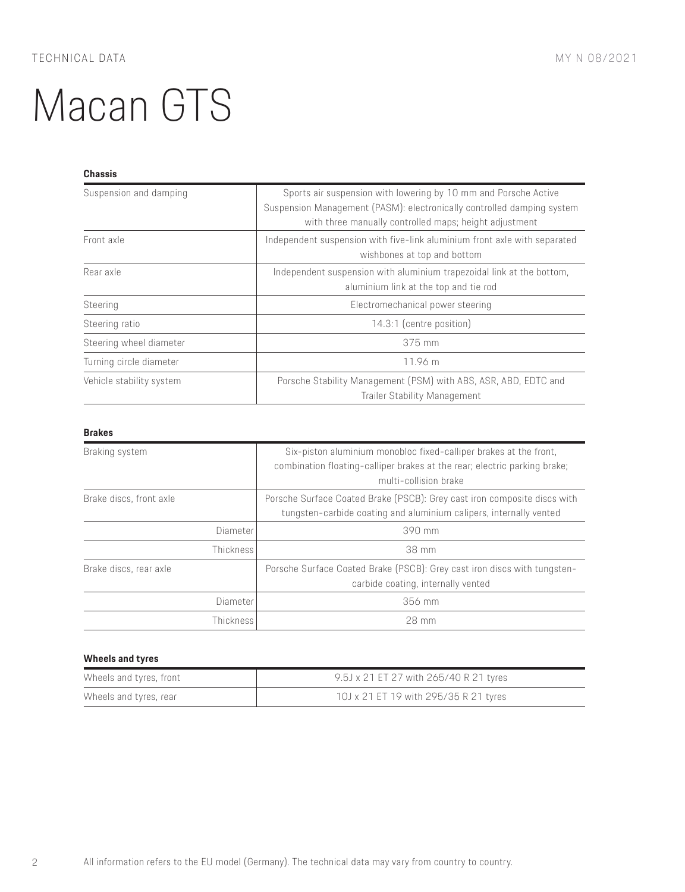# Macan GTS

### Chassis

| | |
|---|---|
| Suspension and damping | Sports air suspension with lowering by 10 mm and Porsche Active Suspension Management (PASM): electronically controlled damping system with three manually controlled maps; height adjustment |
| Front axle | Independent suspension with five-link aluminium front axle with separated wishbones at top and bottom |
| Rear axle | Independent suspension with aluminium trapezoidal link at the bottom, aluminium link at the top and tie rod |
| Steering | Electromechanical power steering |
| Steering ratio | 14.3:1 (centre position) |
| Steering wheel diameter | 375 mm |
| Turning circle diameter | 11.96 m |
| Vehicle stability system | Porsche Stability Management (PSM) with ABS, ASR, ABD, EDTC and Trailer Stability Management |

### Brakes

| | |
|---|---|
| Braking system | Six-piston aluminium monobloc fixed-calliper brakes at the front, combination floating-calliper brakes at the rear; electric parking brake; multi-collision brake |
| Brake discs, front axle | Porsche Surface Coated Brake (PSCB): Grey cast iron composite discs with tungsten-carbide coating and aluminium calipers, internally vented |
| Diameter | 390 mm |
| Thickness | 38 mm |
| Brake discs, rear axle | Porsche Surface Coated Brake (PSCB): Grey cast iron discs with tungsten-carbide coating, internally vented |
| Diameter | 356 mm |
| Thickness | 28 mm |

### Wheels and tyres

| | |
|---|---|
| Wheels and tyres, front | 9.5J x 21 ET 27 with 265/40 R 21 tyres |
| Wheels and tyres, rear | 10J x 21 ET 19 with 295/35 R 21 tyres |

All information refers to the EU model (Germany). The technical data may vary from country to country.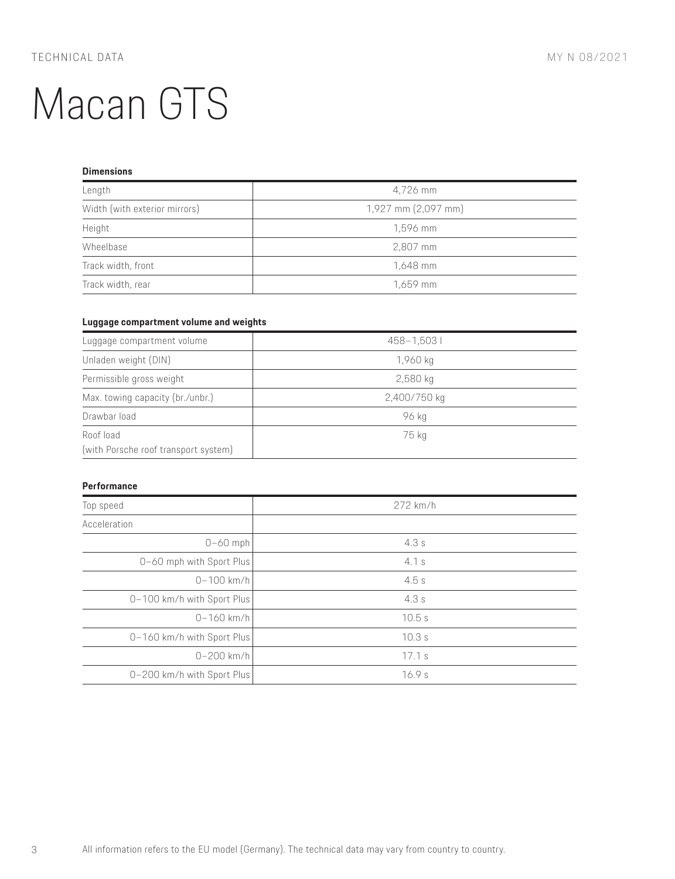# Macan GTS

### Dimensions

| | |
|---|---|
| Length | 4,726 mm |
| Width (with exterior mirrors) | 1,927 mm (2,097 mm) |
| Height | 1,596 mm |
| Wheelbase | 2,807 mm |
| Track width, front | 1,648 mm |
| Track width, rear | 1,659 mm |

### Luggage compartment volume and weights

| | |
|---|---|
| Luggage compartment volume | 458–1,503 l |
| Unladen weight (DIN) | 1,960 kg |
| Permissible gross weight | 2,580 kg |
| Max. towing capacity (br./unbr.) | 2,400/750 kg |
| Drawbar load | 96 kg |
| Roof load (with Porsche roof transport system) | 75 kg |

### Performance

| | |
|---|---|
| Top speed | 272 km/h |
| Acceleration | |
| 0–60 mph | 4.3 s |
| 0–60 mph with Sport Plus | 4.1 s |
| 0–100 km/h | 4.5 s |
| 0–100 km/h with Sport Plus | 4.3 s |
| 0–160 km/h | 10.5 s |
| 0–160 km/h with Sport Plus | 10.3 s |
| 0–200 km/h | 17.1 s |
| 0–200 km/h with Sport Plus | 16.9 s |

All information refers to the EU model (Germany). The technical data may vary from country to country.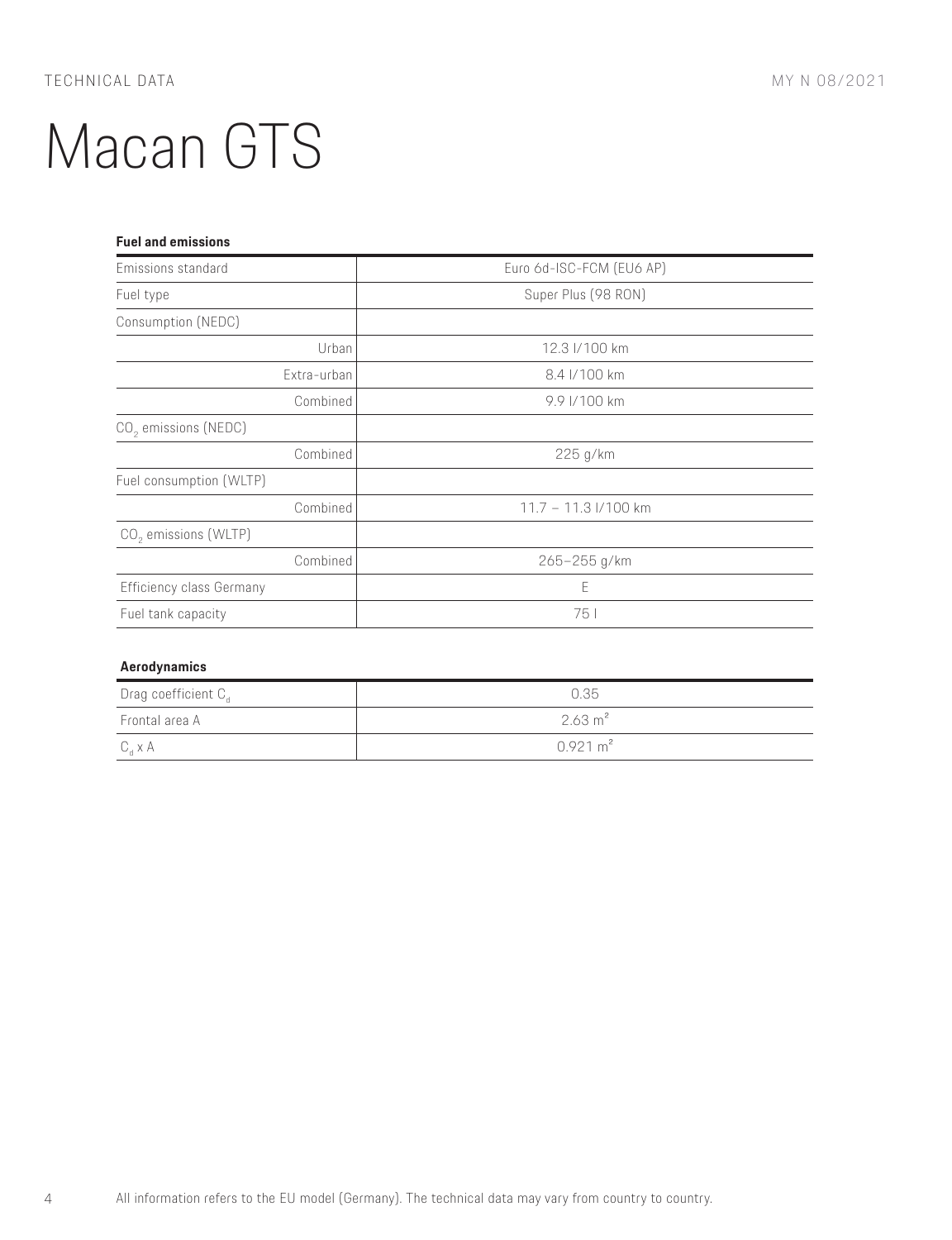# Macan GTS

**Fuel and emissions**

| | |
|---|---|
| Emissions standard | Euro 6d-ISC-FCM (EU6 AP) |
| Fuel type | Super Plus (98 RON) |
| Consumption (NEDC) | |
| Urban | 12.3 l/100 km |
| Extra-urban | 8.4 l/100 km |
| Combined | 9.9 l/100 km |
| $CO_2$ emissions (NEDC) | |
| Combined | 225 g/km |
| Fuel consumption (WLTP) | |
| Combined | 11.7 – 11.3 l/100 km |
| $CO_2$ emissions (WLTP) | |
| Combined | 265–255 g/km |
| Efficiency class Germany | E |
| Fuel tank capacity | 75 l |

**Aerodynamics**

| | |
|---|---|
| Drag coefficient $C_d$ | 0.35 |
| Frontal area A | 2.63 $m^2$ |
| $C_d$ x A | 0.921 $m^2$ |

All information refers to the EU model (Germany). The technical data may vary from country to country.